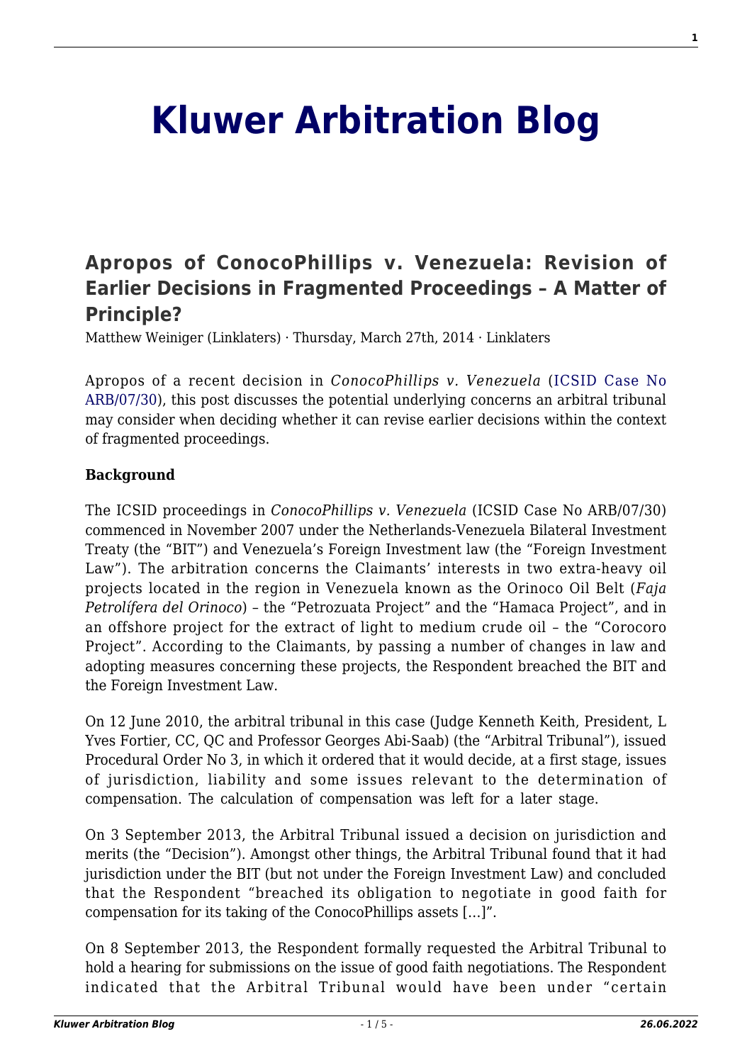# Kluwer Arbitration Blog

## Apropos of ConocoPhillips v. Venezuela: Revision of Earlier Decisions in Fragmented Proceedings – A Matter of Principle?

Matthew Weiniger (Linklaters) · Thursday, March 27th, 2014 · Linklaters

Apropos of a recent decision in *ConocoPhillips v. Venezuela* (ICSID Case No ARB/07/30), this post discusses the potential underlying concerns an arbitral tribunal may consider when deciding whether it can revise earlier decisions within the context of fragmented proceedings.

**Background**

The ICSID proceedings in *ConocoPhillips v. Venezuela* (ICSID Case No ARB/07/30) commenced in November 2007 under the Netherlands-Venezuela Bilateral Investment Treaty (the "BIT") and Venezuela's Foreign Investment law (the "Foreign Investment Law"). The arbitration concerns the Claimants' interests in two extra-heavy oil projects located in the region in Venezuela known as the Orinoco Oil Belt (*Faja Petrolífera del Orinoco*) – the "Petrozuata Project" and the "Hamaca Project", and in an offshore project for the extract of light to medium crude oil – the "Corocoro Project". According to the Claimants, by passing a number of changes in law and adopting measures concerning these projects, the Respondent breached the BIT and the Foreign Investment Law.

On 12 June 2010, the arbitral tribunal in this case (Judge Kenneth Keith, President, L Yves Fortier, CC, QC and Professor Georges Abi-Saab) (the "Arbitral Tribunal"), issued Procedural Order No 3, in which it ordered that it would decide, at a first stage, issues of jurisdiction, liability and some issues relevant to the determination of compensation. The calculation of compensation was left for a later stage.

On 3 September 2013, the Arbitral Tribunal issued a decision on jurisdiction and merits (the "Decision"). Amongst other things, the Arbitral Tribunal found that it had jurisdiction under the BIT (but not under the Foreign Investment Law) and concluded that the Respondent "breached its obligation to negotiate in good faith for compensation for its taking of the ConocoPhillips assets [...]".

On 8 September 2013, the Respondent formally requested the Arbitral Tribunal to hold a hearing for submissions on the issue of good faith negotiations. The Respondent indicated that the Arbitral Tribunal would have been under "certain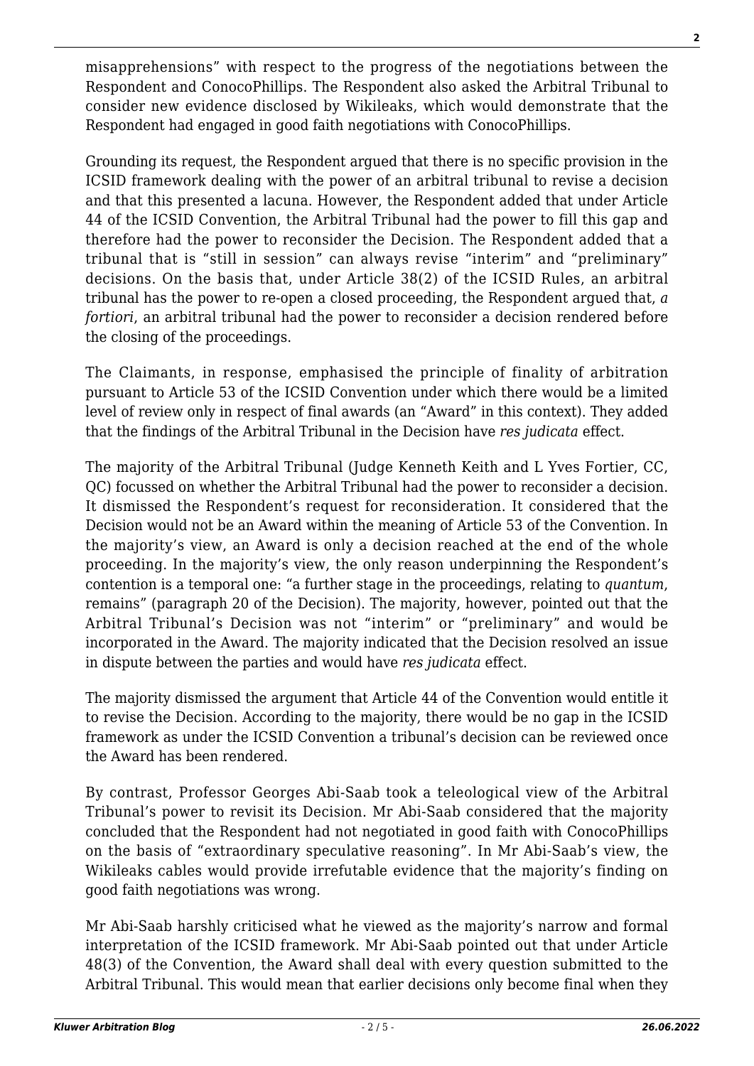misapprehensions" with respect to the progress of the negotiations between the Respondent and ConocoPhillips. The Respondent also asked the Arbitral Tribunal to consider new evidence disclosed by Wikileaks, which would demonstrate that the Respondent had engaged in good faith negotiations with ConocoPhillips.

Grounding its request, the Respondent argued that there is no specific provision in the ICSID framework dealing with the power of an arbitral tribunal to revise a decision and that this presented a lacuna. However, the Respondent added that under Article 44 of the ICSID Convention, the Arbitral Tribunal had the power to fill this gap and therefore had the power to reconsider the Decision. The Respondent added that a tribunal that is "still in session" can always revise "interim" and "preliminary" decisions. On the basis that, under Article 38(2) of the ICSID Rules, an arbitral tribunal has the power to re-open a closed proceeding, the Respondent argued that, *a fortiori*, an arbitral tribunal had the power to reconsider a decision rendered before the closing of the proceedings.

The Claimants, in response, emphasised the principle of finality of arbitration pursuant to Article 53 of the ICSID Convention under which there would be a limited level of review only in respect of final awards (an "Award" in this context). They added that the findings of the Arbitral Tribunal in the Decision have *res judicata* effect.

The majority of the Arbitral Tribunal (Judge Kenneth Keith and L Yves Fortier, CC, QC) focussed on whether the Arbitral Tribunal had the power to reconsider a decision. It dismissed the Respondent's request for reconsideration. It considered that the Decision would not be an Award within the meaning of Article 53 of the Convention. In the majority's view, an Award is only a decision reached at the end of the whole proceeding. In the majority's view, the only reason underpinning the Respondent's contention is a temporal one: "a further stage in the proceedings, relating to *quantum*, remains" (paragraph 20 of the Decision). The majority, however, pointed out that the Arbitral Tribunal's Decision was not "interim" or "preliminary" and would be incorporated in the Award. The majority indicated that the Decision resolved an issue in dispute between the parties and would have *res judicata* effect.

The majority dismissed the argument that Article 44 of the Convention would entitle it to revise the Decision. According to the majority, there would be no gap in the ICSID framework as under the ICSID Convention a tribunal's decision can be reviewed once the Award has been rendered.

By contrast, Professor Georges Abi-Saab took a teleological view of the Arbitral Tribunal's power to revisit its Decision. Mr Abi-Saab considered that the majority concluded that the Respondent had not negotiated in good faith with ConocoPhillips on the basis of "extraordinary speculative reasoning". In Mr Abi-Saab's view, the Wikileaks cables would provide irrefutable evidence that the majority's finding on good faith negotiations was wrong.

Mr Abi-Saab harshly criticised what he viewed as the majority's narrow and formal interpretation of the ICSID framework. Mr Abi-Saab pointed out that under Article 48(3) of the Convention, the Award shall deal with every question submitted to the Arbitral Tribunal. This would mean that earlier decisions only become final when they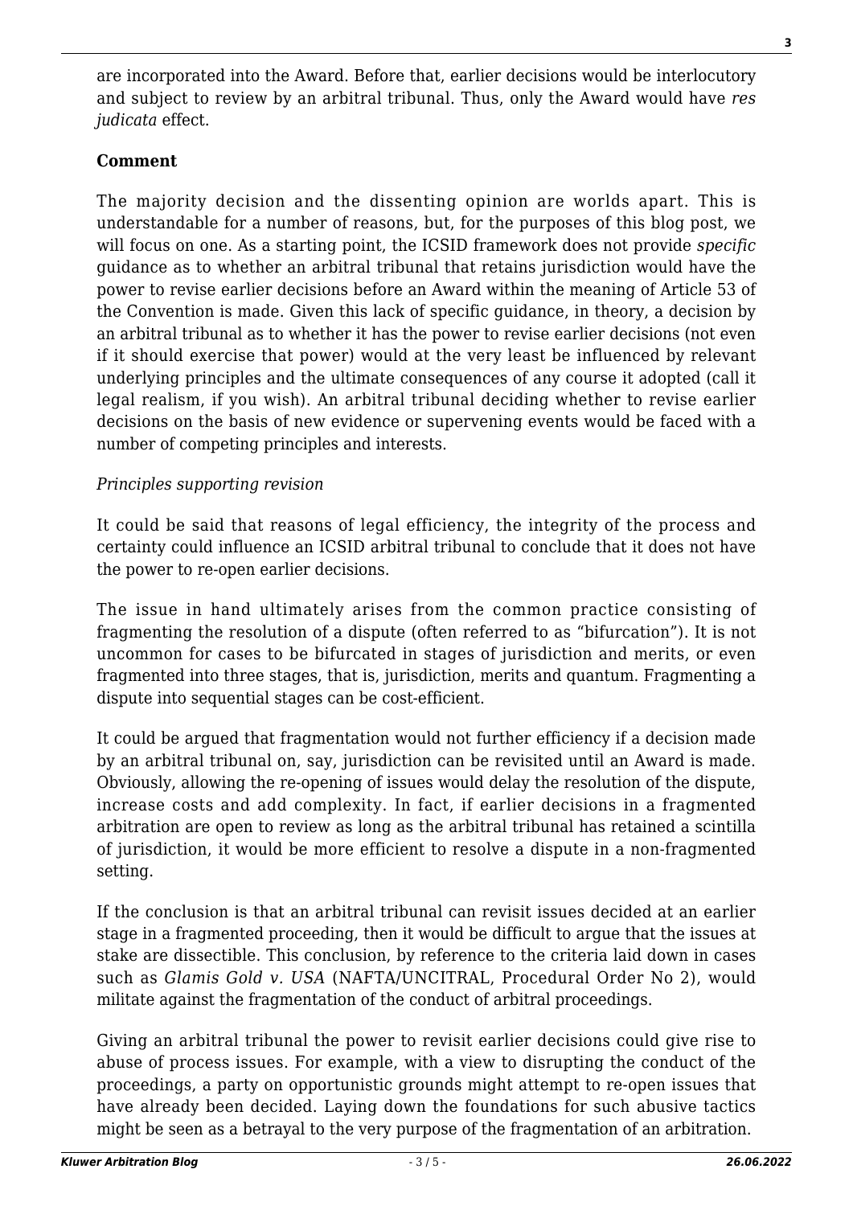are incorporated into the Award. Before that, earlier decisions would be interlocutory and subject to review by an arbitral tribunal. Thus, only the Award would have *res judicata* effect.

**Comment**

The majority decision and the dissenting opinion are worlds apart. This is understandable for a number of reasons, but, for the purposes of this blog post, we will focus on one. As a starting point, the ICSID framework does not provide *specific* guidance as to whether an arbitral tribunal that retains jurisdiction would have the power to revise earlier decisions before an Award within the meaning of Article 53 of the Convention is made. Given this lack of specific guidance, in theory, a decision by an arbitral tribunal as to whether it has the power to revise earlier decisions (not even if it should exercise that power) would at the very least be influenced by relevant underlying principles and the ultimate consequences of any course it adopted (call it legal realism, if you wish). An arbitral tribunal deciding whether to revise earlier decisions on the basis of new evidence or supervening events would be faced with a number of competing principles and interests.

*Principles supporting revision*

It could be said that reasons of legal efficiency, the integrity of the process and certainty could influence an ICSID arbitral tribunal to conclude that it does not have the power to re-open earlier decisions.

The issue in hand ultimately arises from the common practice consisting of fragmenting the resolution of a dispute (often referred to as "bifurcation"). It is not uncommon for cases to be bifurcated in stages of jurisdiction and merits, or even fragmented into three stages, that is, jurisdiction, merits and quantum. Fragmenting a dispute into sequential stages can be cost-efficient.

It could be argued that fragmentation would not further efficiency if a decision made by an arbitral tribunal on, say, jurisdiction can be revisited until an Award is made. Obviously, allowing the re-opening of issues would delay the resolution of the dispute, increase costs and add complexity. In fact, if earlier decisions in a fragmented arbitration are open to review as long as the arbitral tribunal has retained a scintilla of jurisdiction, it would be more efficient to resolve a dispute in a non-fragmented setting.

If the conclusion is that an arbitral tribunal can revisit issues decided at an earlier stage in a fragmented proceeding, then it would be difficult to argue that the issues at stake are dissectible. This conclusion, by reference to the criteria laid down in cases such as *Glamis Gold v. USA* (NAFTA/UNCITRAL, Procedural Order No 2), would militate against the fragmentation of the conduct of arbitral proceedings.

Giving an arbitral tribunal the power to revisit earlier decisions could give rise to abuse of process issues. For example, with a view to disrupting the conduct of the proceedings, a party on opportunistic grounds might attempt to re-open issues that have already been decided. Laying down the foundations for such abusive tactics might be seen as a betrayal to the very purpose of the fragmentation of an arbitration.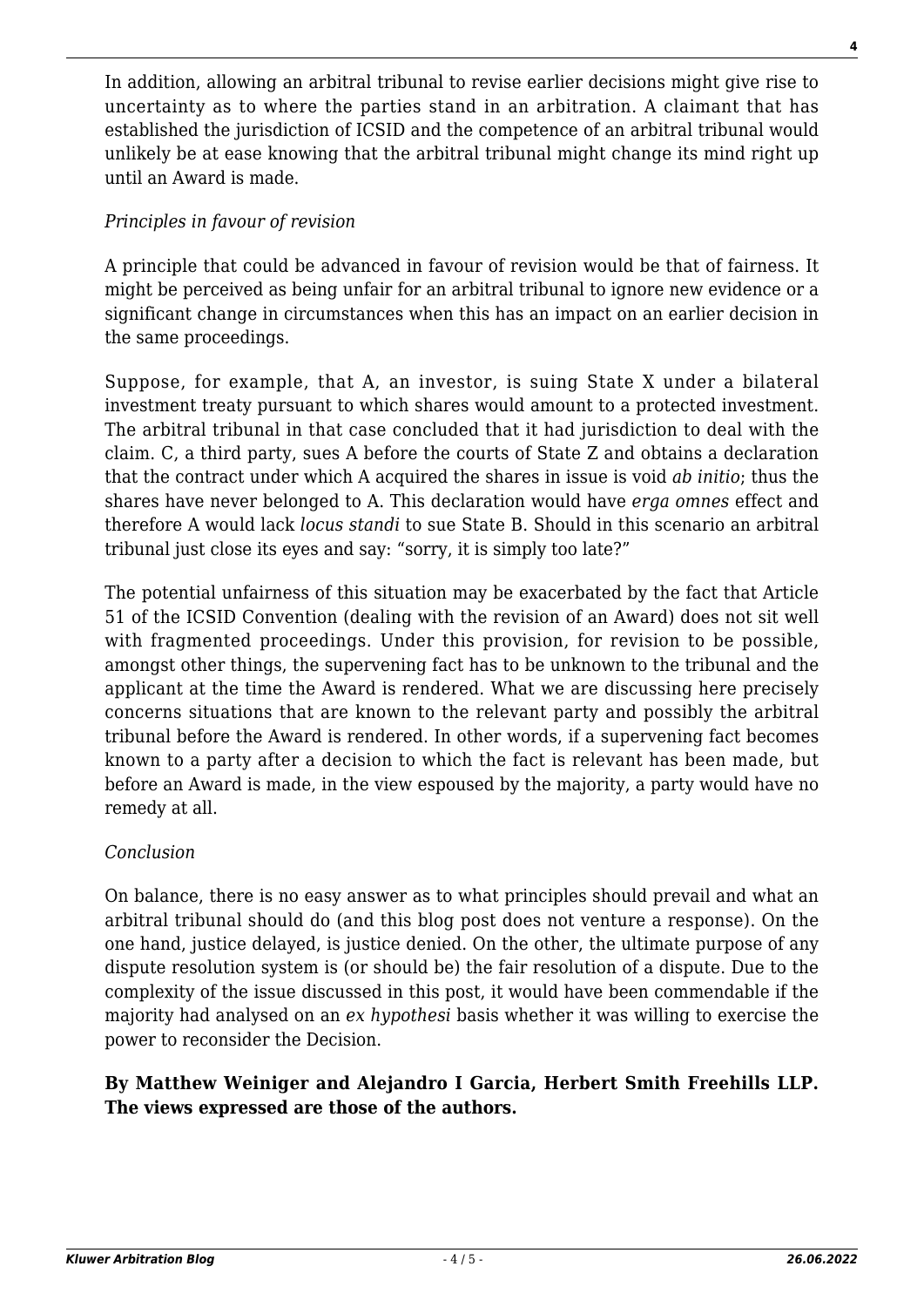In addition, allowing an arbitral tribunal to revise earlier decisions might give rise to uncertainty as to where the parties stand in an arbitration. A claimant that has established the jurisdiction of ICSID and the competence of an arbitral tribunal would unlikely be at ease knowing that the arbitral tribunal might change its mind right up until an Award is made.

*Principles in favour of revision*

A principle that could be advanced in favour of revision would be that of fairness. It might be perceived as being unfair for an arbitral tribunal to ignore new evidence or a significant change in circumstances when this has an impact on an earlier decision in the same proceedings.

Suppose, for example, that A, an investor, is suing State X under a bilateral investment treaty pursuant to which shares would amount to a protected investment. The arbitral tribunal in that case concluded that it had jurisdiction to deal with the claim. C, a third party, sues A before the courts of State Z and obtains a declaration that the contract under which A acquired the shares in issue is void *ab initio*; thus the shares have never belonged to A. This declaration would have *erga omnes* effect and therefore A would lack *locus standi* to sue State B. Should in this scenario an arbitral tribunal just close its eyes and say: "sorry, it is simply too late?"

The potential unfairness of this situation may be exacerbated by the fact that Article 51 of the ICSID Convention (dealing with the revision of an Award) does not sit well with fragmented proceedings. Under this provision, for revision to be possible, amongst other things, the supervening fact has to be unknown to the tribunal and the applicant at the time the Award is rendered. What we are discussing here precisely concerns situations that are known to the relevant party and possibly the arbitral tribunal before the Award is rendered. In other words, if a supervening fact becomes known to a party after a decision to which the fact is relevant has been made, but before an Award is made, in the view espoused by the majority, a party would have no remedy at all.

*Conclusion*

On balance, there is no easy answer as to what principles should prevail and what an arbitral tribunal should do (and this blog post does not venture a response). On the one hand, justice delayed, is justice denied. On the other, the ultimate purpose of any dispute resolution system is (or should be) the fair resolution of a dispute. Due to the complexity of the issue discussed in this post, it would have been commendable if the majority had analysed on an *ex hypothesi* basis whether it was willing to exercise the power to reconsider the Decision.

**By Matthew Weiniger and Alejandro I Garcia, Herbert Smith Freehills LLP. The views expressed are those of the authors.**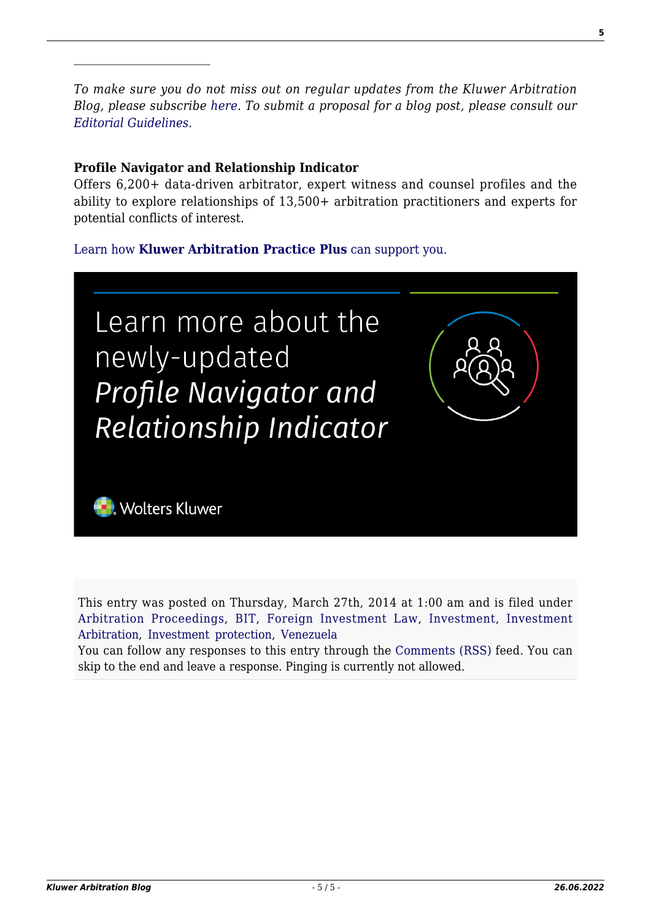---

*To make sure you do not miss out on regular updates from the Kluwer Arbitration Blog, please subscribe here. To submit a proposal for a blog post, please consult our Editorial Guidelines.*

**Profile Navigator and Relationship Indicator**
Offers 6,200+ data-driven arbitrator, expert witness and counsel profiles and the ability to explore relationships of 13,500+ arbitration practitioners and experts for potential conflicts of interest.

Learn how **Kluwer Arbitration Practice Plus** can support you.

This entry was posted on Thursday, March 27th, 2014 at 1:00 am and is filed under Arbitration Proceedings, BIT, Foreign Investment Law, Investment, Investment Arbitration, Investment protection, Venezuela
You can follow any responses to this entry through the Comments (RSS) feed. You can skip to the end and leave a response. Pinging is currently not allowed.